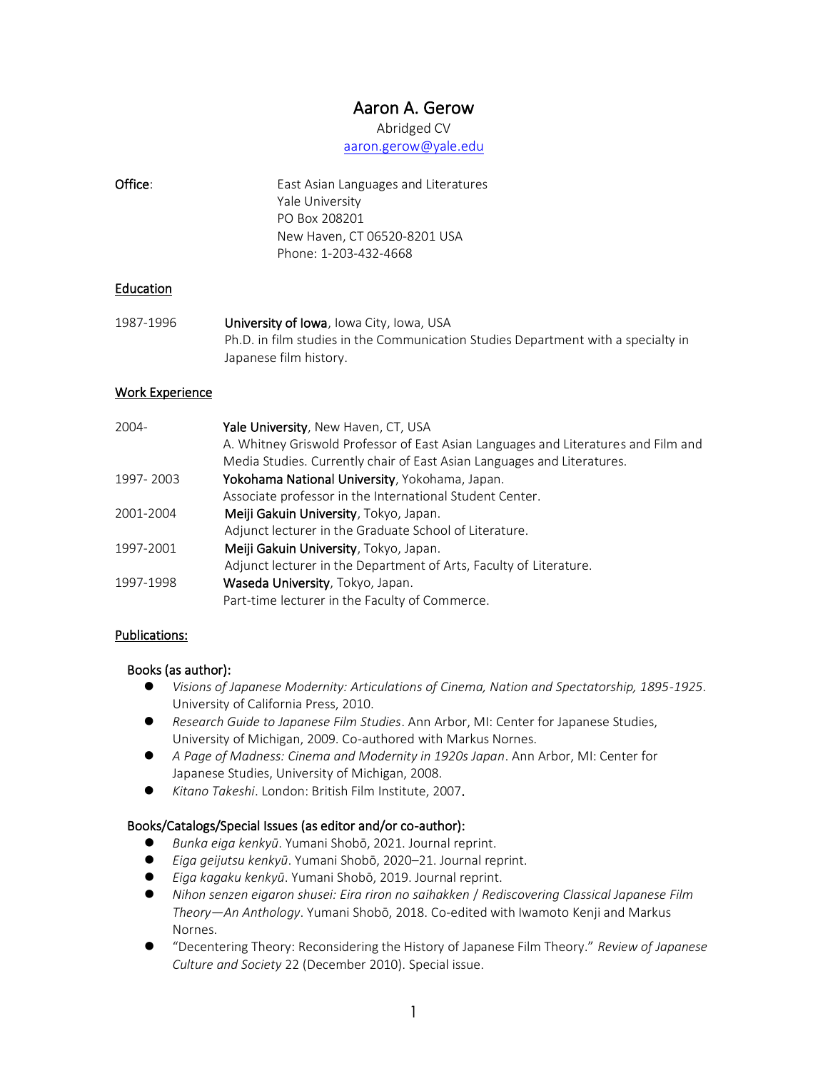# Aaron A. Gerow

Abridged CV

aaron.gerow@yale.edu

**Office**: East Asian Languages and Literatures
Yale University
PO Box 208201
New Haven, CT 06520-8201 USA
Phone: 1-203-432-4668

## Education

1987-1996 **University of Iowa**, Iowa City, Iowa, USA
Ph.D. in film studies in the Communication Studies Department with a specialty in Japanese film history.

## Work Experience

2004- **Yale University**, New Haven, CT, USA
A. Whitney Griswold Professor of East Asian Languages and Literatures and Film and Media Studies. Currently chair of East Asian Languages and Literatures.

1997- 2003 **Yokohama National University**, Yokohama, Japan.
Associate professor in the International Student Center.

2001-2004 **Meiji Gakuin University**, Tokyo, Japan.
Adjunct lecturer in the Graduate School of Literature.

1997-2001 **Meiji Gakuin University**, Tokyo, Japan.
Adjunct lecturer in the Department of Arts, Faculty of Literature.

1997-1998 **Waseda University**, Tokyo, Japan.
Part-time lecturer in the Faculty of Commerce.

## Publications:

### Books (as author):

- *Visions of Japanese Modernity: Articulations of Cinema, Nation and Spectatorship, 1895-1925*. University of California Press, 2010.
- *Research Guide to Japanese Film Studies*. Ann Arbor, MI: Center for Japanese Studies, University of Michigan, 2009. Co-authored with Markus Nornes.
- *A Page of Madness: Cinema and Modernity in 1920s Japan*. Ann Arbor, MI: Center for Japanese Studies, University of Michigan, 2008.
- *Kitano Takeshi*. London: British Film Institute, 2007.

### Books/Catalogs/Special Issues (as editor and/or co-author):

- *Bunka eiga kenkyū*. Yumani Shobō, 2021. Journal reprint.
- *Eiga geijutsu kenkyū*. Yumani Shobō, 2020–21. Journal reprint.
- *Eiga kagaku kenkyū*. Yumani Shobō, 2019. Journal reprint.
- *Nihon senzen eigaron shusei: Eira riron no saihakken / Rediscovering Classical Japanese Film Theory—An Anthology*. Yumani Shobō, 2018. Co-edited with Iwamoto Kenji and Markus Nornes.
- "Decentering Theory: Reconsidering the History of Japanese Film Theory." *Review of Japanese Culture and Society* 22 (December 2010). Special issue.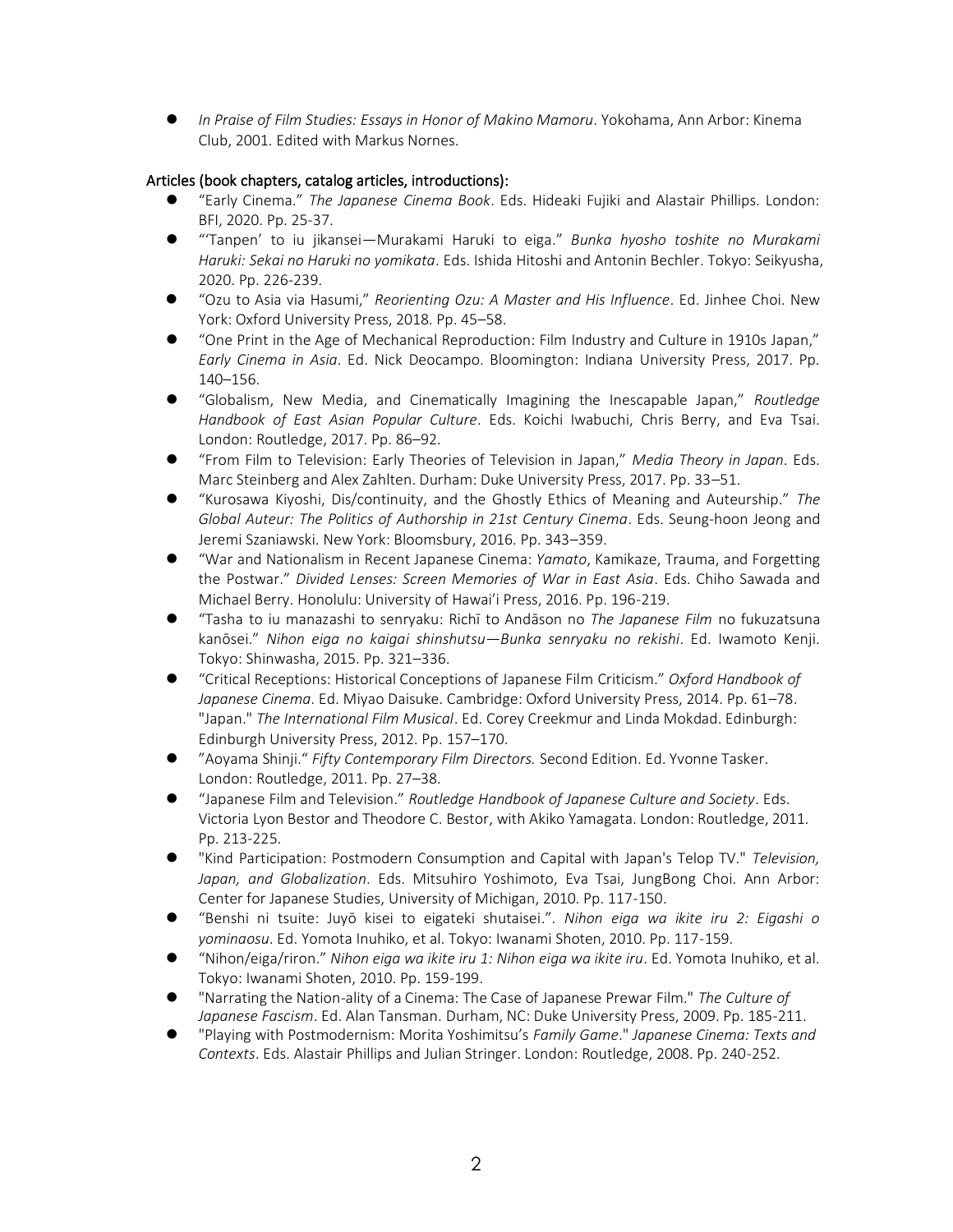- *In Praise of Film Studies: Essays in Honor of Makino Mamoru*. Yokohama, Ann Arbor: Kinema Club, 2001. Edited with Markus Nornes.

**Articles (book chapters, catalog articles, introductions):**

- "Early Cinema." *The Japanese Cinema Book*. Eds. Hideaki Fujiki and Alastair Phillips. London: BFI, 2020. Pp. 25-37.
- "'Tanpen' to iu jikansei—Murakami Haruki to eiga." *Bunka hyosho toshite no Murakami Haruki: Sekai no Haruki no yomikata*. Eds. Ishida Hitoshi and Antonin Bechler. Tokyo: Seikyusha, 2020. Pp. 226-239.
- "Ozu to Asia via Hasumi," *Reorienting Ozu: A Master and His Influence*. Ed. Jinhee Choi. New York: Oxford University Press, 2018. Pp. 45–58.
- "One Print in the Age of Mechanical Reproduction: Film Industry and Culture in 1910s Japan," *Early Cinema in Asia*. Ed. Nick Deocampo. Bloomington: Indiana University Press, 2017. Pp. 140–156.
- "Globalism, New Media, and Cinematically Imagining the Inescapable Japan," *Routledge Handbook of East Asian Popular Culture*. Eds. Koichi Iwabuchi, Chris Berry, and Eva Tsai. London: Routledge, 2017. Pp. 86–92.
- "From Film to Television: Early Theories of Television in Japan," *Media Theory in Japan*. Eds. Marc Steinberg and Alex Zahlten. Durham: Duke University Press, 2017. Pp. 33–51.
- "Kurosawa Kiyoshi, Dis/continuity, and the Ghostly Ethics of Meaning and Auteurship." *The Global Auteur: The Politics of Authorship in 21st Century Cinema*. Eds. Seung-hoon Jeong and Jeremi Szaniawski. New York: Bloomsbury, 2016. Pp. 343–359.
- "War and Nationalism in Recent Japanese Cinema: *Yamato*, Kamikaze, Trauma, and Forgetting the Postwar." *Divided Lenses: Screen Memories of War in East Asia*. Eds. Chiho Sawada and Michael Berry. Honolulu: University of Hawai'i Press, 2016. Pp. 196-219.
- "Tasha to iu manazashi to senryaku: Richī to Andāson no *The Japanese Film* no fukuzatsuna kanōsei." *Nihon eiga no kaigai shinshutsu—Bunka senryaku no rekishi*. Ed. Iwamoto Kenji. Tokyo: Shinwasha, 2015. Pp. 321–336.
- "Critical Receptions: Historical Conceptions of Japanese Film Criticism." *Oxford Handbook of Japanese Cinema*. Ed. Miyao Daisuke. Cambridge: Oxford University Press, 2014. Pp. 61–78. "Japan." *The International Film Musical*. Ed. Corey Creekmur and Linda Mokdad. Edinburgh: Edinburgh University Press, 2012. Pp. 157–170.
- "Aoyama Shinji." *Fifty Contemporary Film Directors.* Second Edition. Ed. Yvonne Tasker. London: Routledge, 2011. Pp. 27–38.
- "Japanese Film and Television." *Routledge Handbook of Japanese Culture and Society*. Eds. Victoria Lyon Bestor and Theodore C. Bestor, with Akiko Yamagata. London: Routledge, 2011. Pp. 213-225.
- "Kind Participation: Postmodern Consumption and Capital with Japan's Telop TV." *Television, Japan, and Globalization*. Eds. Mitsuhiro Yoshimoto, Eva Tsai, JungBong Choi. Ann Arbor: Center for Japanese Studies, University of Michigan, 2010. Pp. 117-150.
- "Benshi ni tsuite: Juyō kisei to eigateki shutaisei.". *Nihon eiga wa ikite iru 2: Eigashi o yominaosu*. Ed. Yomota Inuhiko, et al. Tokyo: Iwanami Shoten, 2010. Pp. 117-159.
- "Nihon/eiga/riron." *Nihon eiga wa ikite iru 1: Nihon eiga wa ikite iru*. Ed. Yomota Inuhiko, et al. Tokyo: Iwanami Shoten, 2010. Pp. 159-199.
- "Narrating the Nation-ality of a Cinema: The Case of Japanese Prewar Film." *The Culture of Japanese Fascism*. Ed. Alan Tansman. Durham, NC: Duke University Press, 2009. Pp. 185-211.
- "Playing with Postmodernism: Morita Yoshimitsu's *Family Game*." *Japanese Cinema: Texts and Contexts*. Eds. Alastair Phillips and Julian Stringer. London: Routledge, 2008. Pp. 240-252.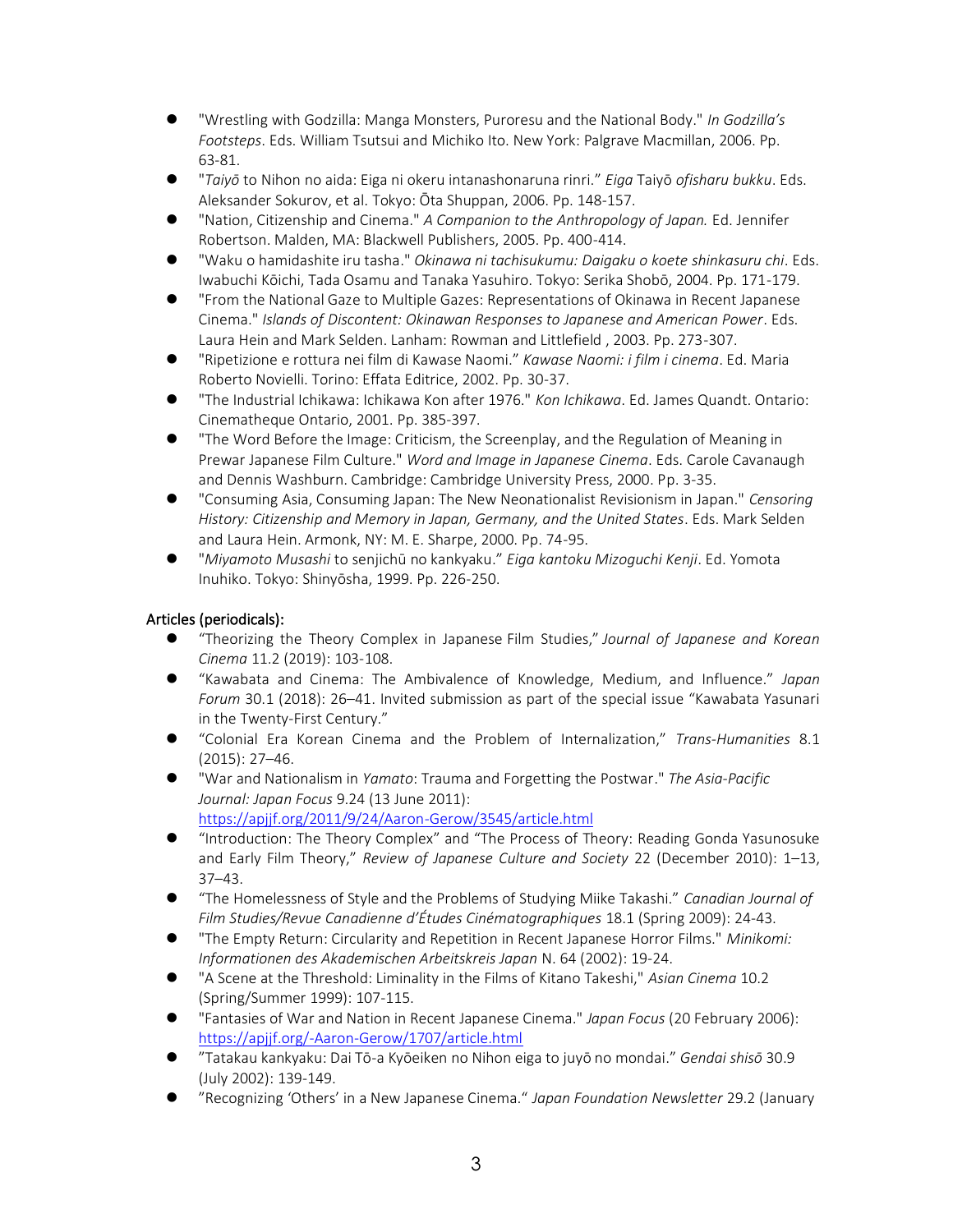- "Wrestling with Godzilla: Manga Monsters, Puroresu and the National Body." *In Godzilla's Footsteps*. Eds. William Tsutsui and Michiko Ito. New York: Palgrave Macmillan, 2006. Pp. 63-81.
- "*Taiyō* to Nihon no aida: Eiga ni okeru intanashonaruna rinri." *Eiga* Taiyō *ofisharu bukku*. Eds. Aleksander Sokurov, et al. Tokyo: Ōta Shuppan, 2006. Pp. 148-157.
- "Nation, Citizenship and Cinema." *A Companion to the Anthropology of Japan.* Ed. Jennifer Robertson. Malden, MA: Blackwell Publishers, 2005. Pp. 400-414.
- "Waku o hamidashite iru tasha." *Okinawa ni tachisukumu: Daigaku o koete shinkasuru chi*. Eds. Iwabuchi Kōichi, Tada Osamu and Tanaka Yasuhiro. Tokyo: Serika Shobō, 2004. Pp. 171-179.
- "From the National Gaze to Multiple Gazes: Representations of Okinawa in Recent Japanese Cinema." *Islands of Discontent: Okinawan Responses to Japanese and American Power*. Eds. Laura Hein and Mark Selden. Lanham: Rowman and Littlefield , 2003. Pp. 273-307.
- "Ripetizione e rottura nei film di Kawase Naomi." *Kawase Naomi: i film i cinema*. Ed. Maria Roberto Novielli. Torino: Effata Editrice, 2002. Pp. 30-37.
- "The Industrial Ichikawa: Ichikawa Kon after 1976." *Kon Ichikawa*. Ed. James Quandt. Ontario: Cinematheque Ontario, 2001. Pp. 385-397.
- "The Word Before the Image: Criticism, the Screenplay, and the Regulation of Meaning in Prewar Japanese Film Culture." *Word and Image in Japanese Cinema*. Eds. Carole Cavanaugh and Dennis Washburn. Cambridge: Cambridge University Press, 2000. Pp. 3-35.
- "Consuming Asia, Consuming Japan: The New Neonationalist Revisionism in Japan." *Censoring History: Citizenship and Memory in Japan, Germany, and the United States*. Eds. Mark Selden and Laura Hein. Armonk, NY: M. E. Sharpe, 2000. Pp. 74-95.
- "*Miyamoto Musashi* to senjichū no kankyaku." *Eiga kantoku Mizoguchi Kenji*. Ed. Yomota Inuhiko. Tokyo: Shinyōsha, 1999. Pp. 226-250.

## Articles (periodicals):

- "Theorizing the Theory Complex in Japanese Film Studies," *Journal of Japanese and Korean Cinema* 11.2 (2019): 103-108.
- "Kawabata and Cinema: The Ambivalence of Knowledge, Medium, and Influence." *Japan Forum* 30.1 (2018): 26–41. Invited submission as part of the special issue "Kawabata Yasunari in the Twenty-First Century."
- "Colonial Era Korean Cinema and the Problem of Internalization," *Trans-Humanities* 8.1 (2015): 27–46.
- "War and Nationalism in *Yamato*: Trauma and Forgetting the Postwar." *The Asia-Pacific Journal: Japan Focus* 9.24 (13 June 2011): https://apjjf.org/2011/9/24/Aaron-Gerow/3545/article.html
- "Introduction: The Theory Complex" and "The Process of Theory: Reading Gonda Yasunosuke and Early Film Theory," *Review of Japanese Culture and Society* 22 (December 2010): 1–13, 37–43.
- "The Homelessness of Style and the Problems of Studying Miike Takashi." *Canadian Journal of Film Studies/Revue Canadienne d'Études Cinématographiques* 18.1 (Spring 2009): 24-43.
- "The Empty Return: Circularity and Repetition in Recent Japanese Horror Films." *Minikomi: Informationen des Akademischen Arbeitskreis Japan* N. 64 (2002): 19-24.
- "A Scene at the Threshold: Liminality in the Films of Kitano Takeshi," *Asian Cinema* 10.2 (Spring/Summer 1999): 107-115.
- "Fantasies of War and Nation in Recent Japanese Cinema." *Japan Focus* (20 February 2006): https://apjjf.org/-Aaron-Gerow/1707/article.html
- "Tatakau kankyaku: Dai Tō-a Kyōeiken no Nihon eiga to juyō no mondai." *Gendai shisō* 30.9 (July 2002): 139-149.
- "Recognizing 'Others' in a New Japanese Cinema." *Japan Foundation Newsletter* 29.2 (January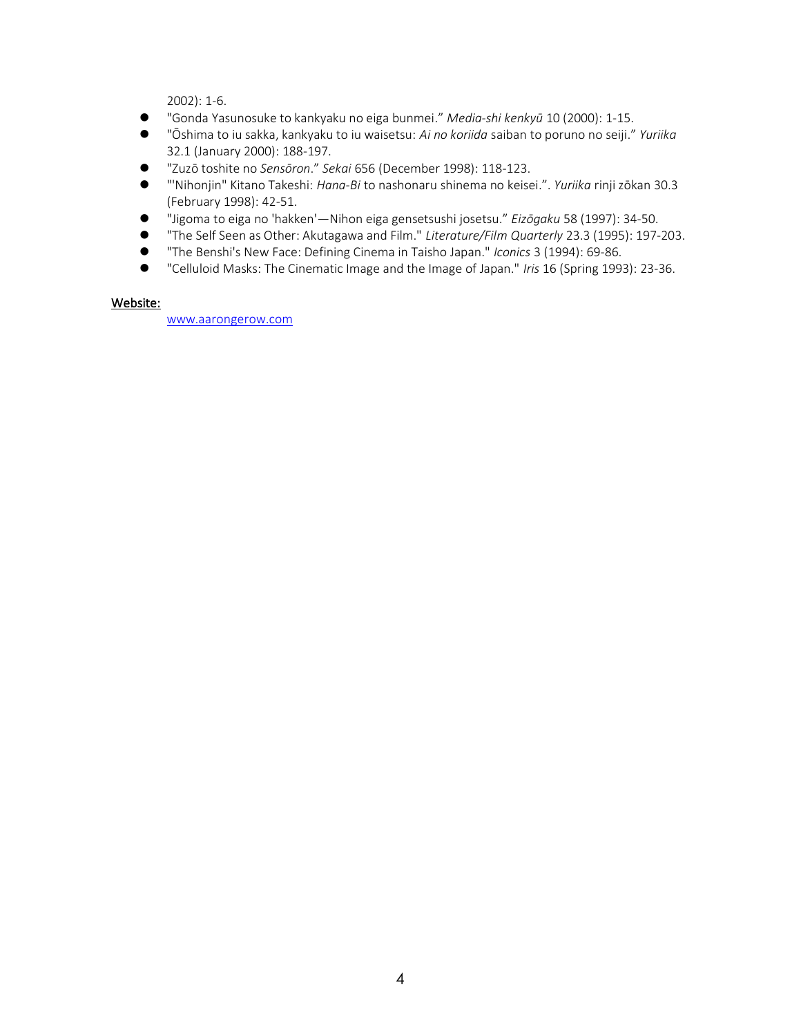2002): 1-6.

- "Gonda Yasunosuke to kankyaku no eiga bunmei." *Media-shi kenkyū* 10 (2000): 1-15.
- "Ōshima to iu sakka, kankyaku to iu waisetsu: *Ai no koriida* saiban to poruno no seiji." *Yuriika* 32.1 (January 2000): 188-197.
- "Zuzō toshite no *Sensōron*." *Sekai* 656 (December 1998): 118-123.
- "'Nihonjin" Kitano Takeshi: *Hana-Bi* to nashonaru shinema no keisei.". *Yuriika* rinji zōkan 30.3 (February 1998): 42-51.
- "Jigoma to eiga no 'hakken'—Nihon eiga gensetsushi josetsu." *Eizōgaku* 58 (1997): 34-50.
- "The Self Seen as Other: Akutagawa and Film." *Literature/Film Quarterly* 23.3 (1995): 197-203.
- "The Benshi's New Face: Defining Cinema in Taisho Japan." *Iconics* 3 (1994): 69-86.
- "Celluloid Masks: The Cinematic Image and the Image of Japan." *Iris* 16 (Spring 1993): 23-36.

<u>Website:</u>

[www.aarongerow.com](http://www.aarongerow.com)